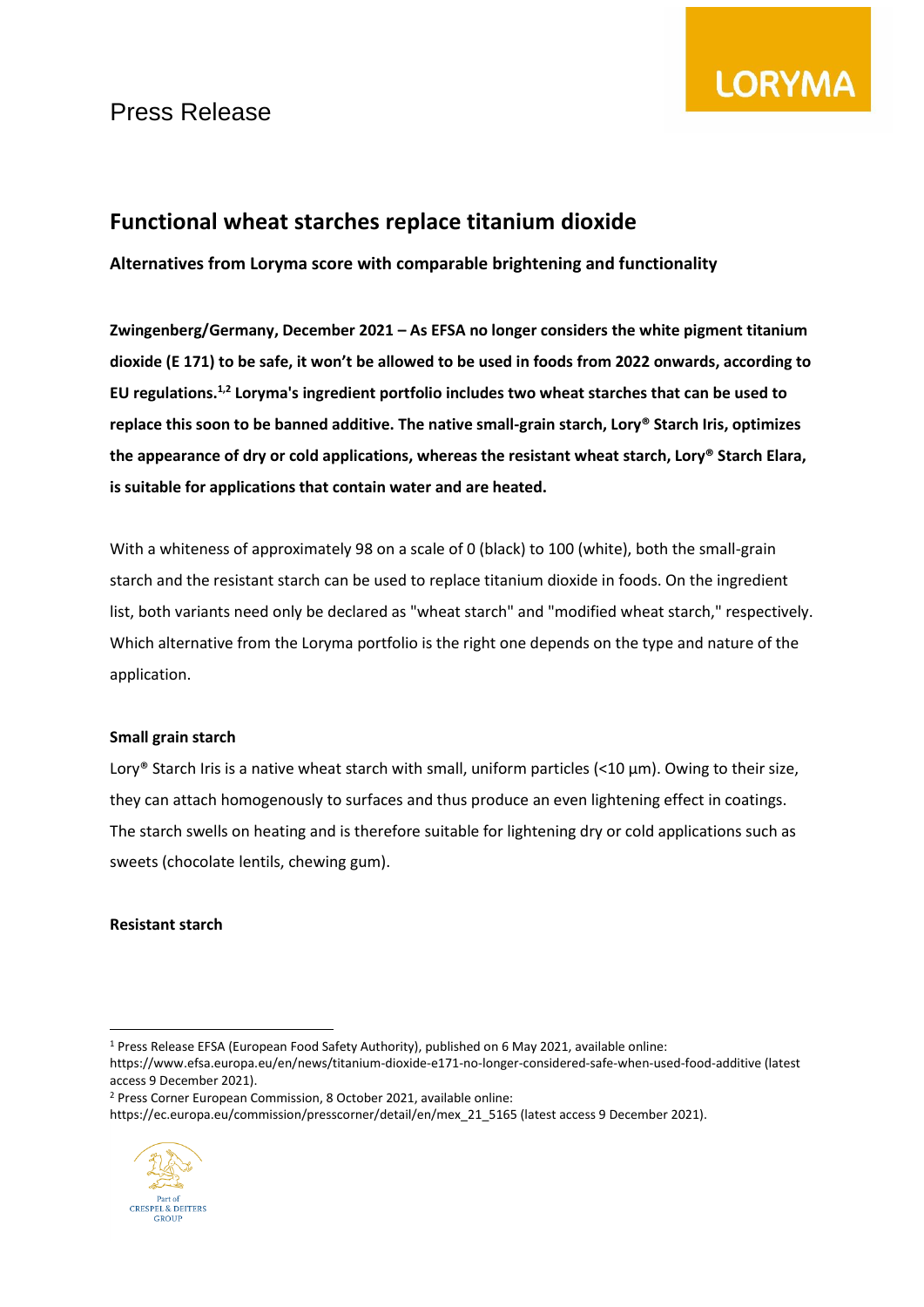Press Release

# Functional wheat starches replace titanium dioxide

**Alternatives from Loryma score with comparable brightening and functionality**

**Zwingenberg/Germany, December 2021 – As EFSA no longer considers the white pigment titanium dioxide (E 171) to be safe, it won't be allowed to be used in foods from 2022 onwards, according to EU regulations.[1,2] Loryma's ingredient portfolio includes two wheat starches that can be used to replace this soon to be banned additive. The native small-grain starch, Lory® Starch Iris, optimizes the appearance of dry or cold applications, whereas the resistant wheat starch, Lory® Starch Elara, is suitable for applications that contain water and are heated.**

With a whiteness of approximately 98 on a scale of 0 (black) to 100 (white), both the small-grain starch and the resistant starch can be used to replace titanium dioxide in foods. On the ingredient list, both variants need only be declared as "wheat starch" and "modified wheat starch," respectively. Which alternative from the Loryma portfolio is the right one depends on the type and nature of the application.

**Small grain starch**

Lory® Starch Iris is a native wheat starch with small, uniform particles (<10 µm). Owing to their size, they can attach homogenously to surfaces and thus produce an even lightening effect in coatings. The starch swells on heating and is therefore suitable for lightening dry or cold applications such as sweets (chocolate lentils, chewing gum).

**Resistant starch**

---

[1] Press Release EFSA (European Food Safety Authority), published on 6 May 2021, available online: https://www.efsa.europa.eu/en/news/titanium-dioxide-e171-no-longer-considered-safe-when-used-food-additive (latest access 9 December 2021).

[2] Press Corner European Commission, 8 October 2021, available online: https://ec.europa.eu/commission/presscorner/detail/en/mex_21_5165 (latest access 9 December 2021).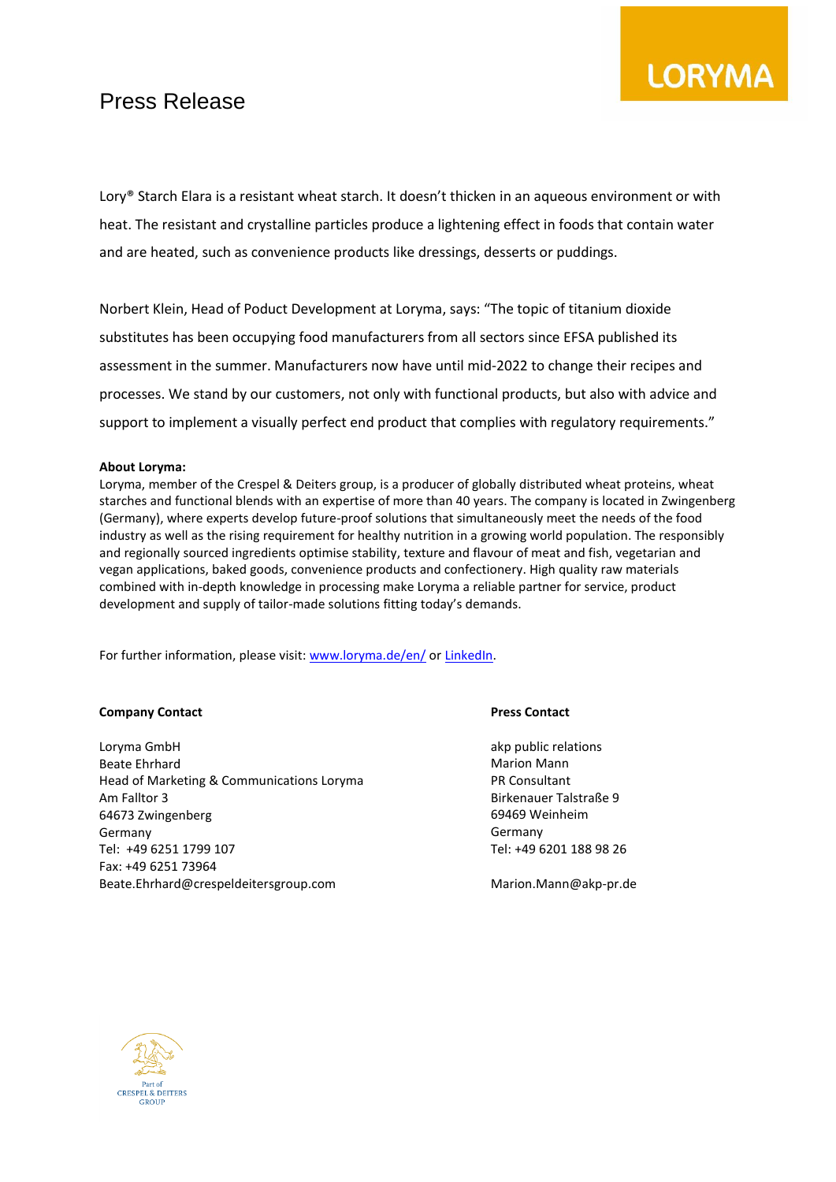# Press Release

Lory® Starch Elara is a resistant wheat starch. It doesn't thicken in an aqueous environment or with heat. The resistant and crystalline particles produce a lightening effect in foods that contain water and are heated, such as convenience products like dressings, desserts or puddings.

Norbert Klein, Head of Poduct Development at Loryma, says: "The topic of titanium dioxide substitutes has been occupying food manufacturers from all sectors since EFSA published its assessment in the summer. Manufacturers now have until mid-2022 to change their recipes and processes. We stand by our customers, not only with functional products, but also with advice and support to implement a visually perfect end product that complies with regulatory requirements."

**About Loryma:**
Loryma, member of the Crespel & Deiters group, is a producer of globally distributed wheat proteins, wheat starches and functional blends with an expertise of more than 40 years. The company is located in Zwingenberg (Germany), where experts develop future-proof solutions that simultaneously meet the needs of the food industry as well as the rising requirement for healthy nutrition in a growing world population. The responsibly and regionally sourced ingredients optimise stability, texture and flavour of meat and fish, vegetarian and vegan applications, baked goods, convenience products and confectionery. High quality raw materials combined with in-depth knowledge in processing make Loryma a reliable partner for service, product development and supply of tailor-made solutions fitting today's demands.

For further information, please visit: www.loryma.de/en/ or LinkedIn.

**Company Contact**

Loryma GmbH
Beate Ehrhard
Head of Marketing & Communications Loryma
Am Falltor 3
64673 Zwingenberg
Germany
Tel: +49 6251 1799 107
Fax: +49 6251 73964
Beate.Ehrhard@crespeldeitersgroup.com

**Press Contact**

akp public relations
Marion Mann
PR Consultant
Birkenauer Talstraße 9
69469 Weinheim
Germany
Tel: +49 6201 188 98 26

Marion.Mann@akp-pr.de

Part of
CRESPEL & DEITERS
GROUP